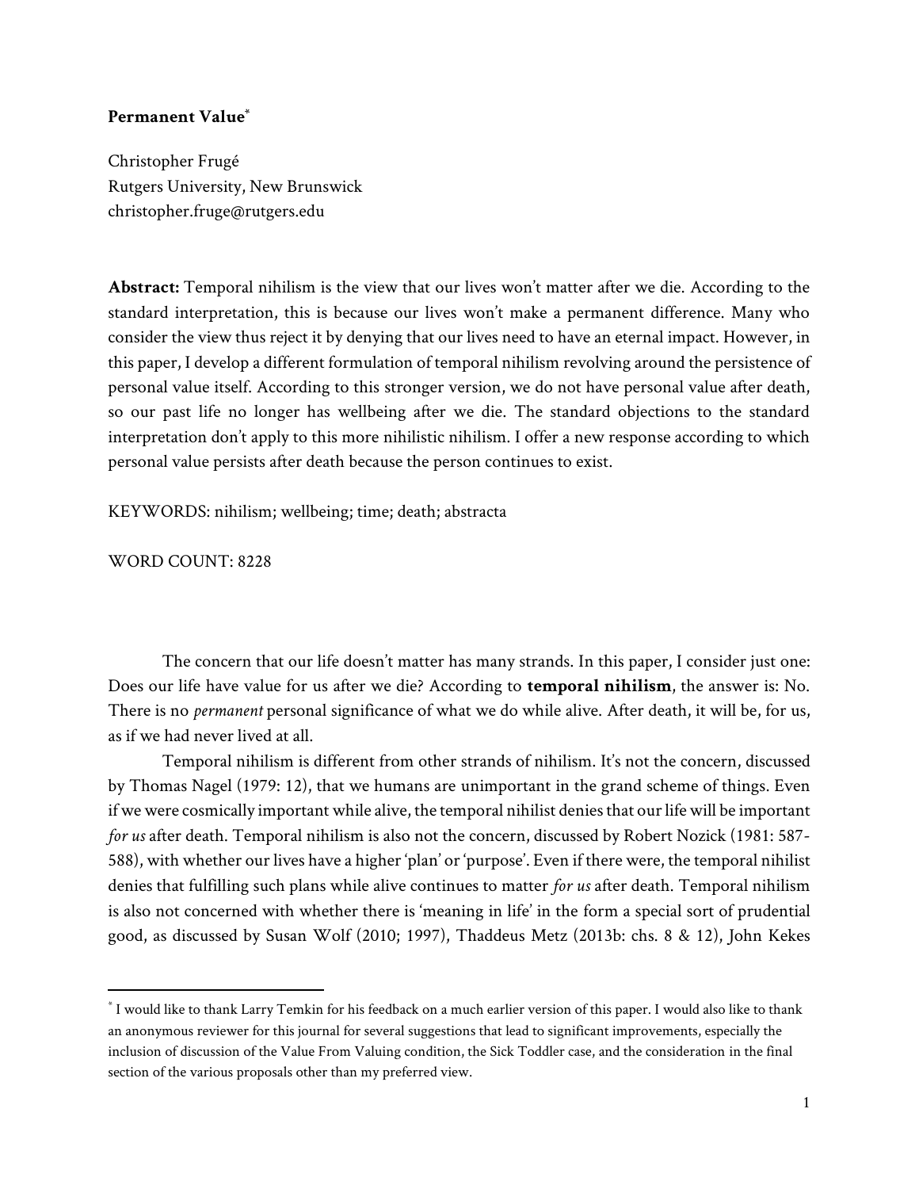**Permanent Value***

Christopher Frugé
Rutgers University, New Brunswick
christopher.fruge@rutgers.edu

**Abstract:** Temporal nihilism is the view that our lives won't matter after we die. According to the standard interpretation, this is because our lives won't make a permanent difference. Many who consider the view thus reject it by denying that our lives need to have an eternal impact. However, in this paper, I develop a different formulation of temporal nihilism revolving around the persistence of personal value itself. According to this stronger version, we do not have personal value after death, so our past life no longer has wellbeing after we die. The standard objections to the standard interpretation don't apply to this more nihilistic nihilism. I offer a new response according to which personal value persists after death because the person continues to exist.

KEYWORDS: nihilism; wellbeing; time; death; abstracta

WORD COUNT: 8228

The concern that our life doesn't matter has many strands. In this paper, I consider just one: Does our life have value for us after we die? According to **temporal nihilism**, the answer is: No. There is no *permanent* personal significance of what we do while alive. After death, it will be, for us, as if we had never lived at all.

Temporal nihilism is different from other strands of nihilism. It's not the concern, discussed by Thomas Nagel (1979: 12), that we humans are unimportant in the grand scheme of things. Even if we were cosmically important while alive, the temporal nihilist denies that our life will be important *for us* after death. Temporal nihilism is also not the concern, discussed by Robert Nozick (1981: 587-588), with whether our lives have a higher 'plan' or 'purpose'. Even if there were, the temporal nihilist denies that fulfilling such plans while alive continues to matter *for us* after death. Temporal nihilism is also not concerned with whether there is 'meaning in life' in the form a special sort of prudential good, as discussed by Susan Wolf (2010; 1997), Thaddeus Metz (2013b: chs. 8 & 12), John Kekes

---

* I would like to thank Larry Temkin for his feedback on a much earlier version of this paper. I would also like to thank an anonymous reviewer for this journal for several suggestions that lead to significant improvements, especially the inclusion of discussion of the Value From Valuing condition, the Sick Toddler case, and the consideration in the final section of the various proposals other than my preferred view.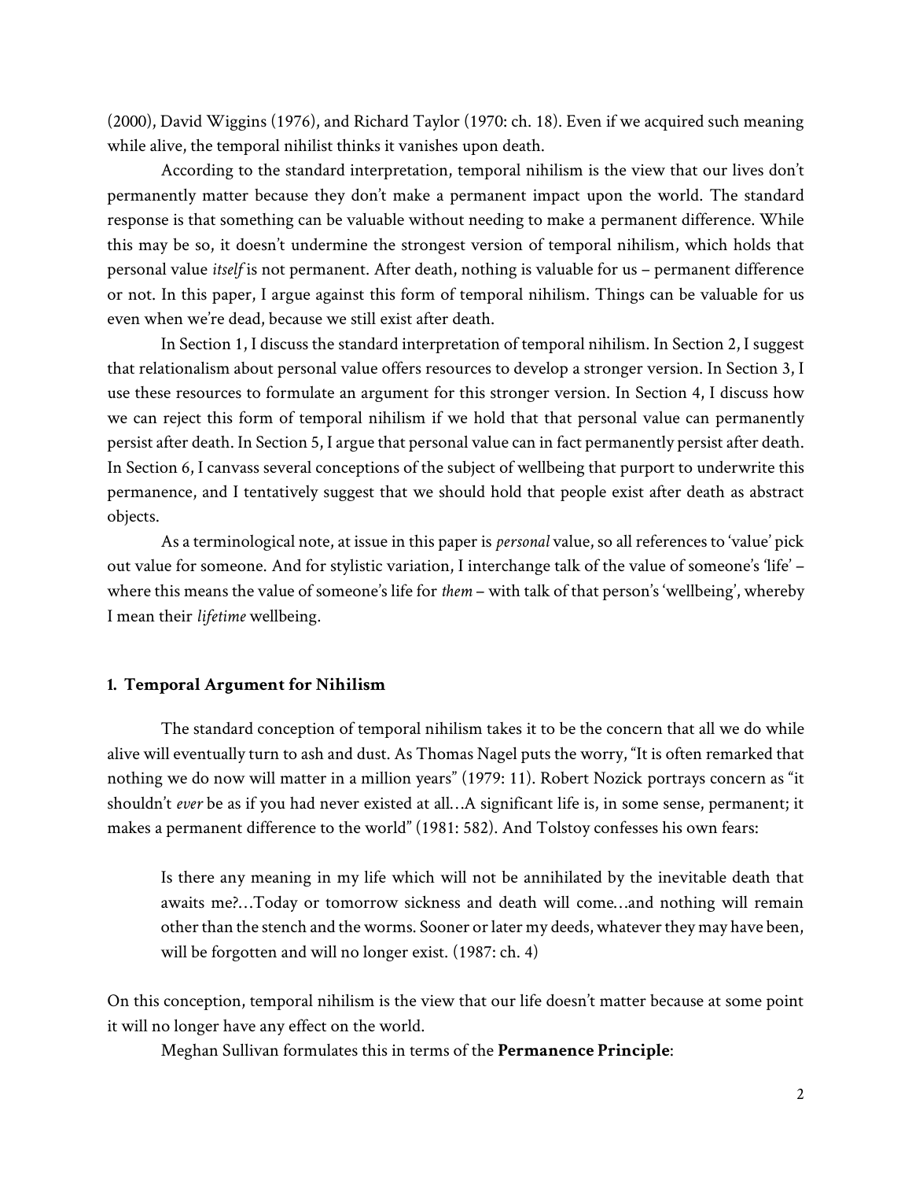(2000), David Wiggins (1976), and Richard Taylor (1970: ch. 18). Even if we acquired such meaning while alive, the temporal nihilist thinks it vanishes upon death.

According to the standard interpretation, temporal nihilism is the view that our lives don't permanently matter because they don't make a permanent impact upon the world. The standard response is that something can be valuable without needing to make a permanent difference. While this may be so, it doesn't undermine the strongest version of temporal nihilism, which holds that personal value *itself* is not permanent. After death, nothing is valuable for us – permanent difference or not. In this paper, I argue against this form of temporal nihilism. Things can be valuable for us even when we're dead, because we still exist after death.

In Section 1, I discuss the standard interpretation of temporal nihilism. In Section 2, I suggest that relationalism about personal value offers resources to develop a stronger version. In Section 3, I use these resources to formulate an argument for this stronger version. In Section 4, I discuss how we can reject this form of temporal nihilism if we hold that that personal value can permanently persist after death. In Section 5, I argue that personal value can in fact permanently persist after death. In Section 6, I canvass several conceptions of the subject of wellbeing that purport to underwrite this permanence, and I tentatively suggest that we should hold that people exist after death as abstract objects.

As a terminological note, at issue in this paper is *personal* value, so all references to 'value' pick out value for someone. And for stylistic variation, I interchange talk of the value of someone's 'life' – where this means the value of someone's life for *them* – with talk of that person's 'wellbeing', whereby I mean their *lifetime* wellbeing.

## 1. Temporal Argument for Nihilism

The standard conception of temporal nihilism takes it to be the concern that all we do while alive will eventually turn to ash and dust. As Thomas Nagel puts the worry, "It is often remarked that nothing we do now will matter in a million years" (1979: 11). Robert Nozick portrays concern as "it shouldn't *ever* be as if you had never existed at all…A significant life is, in some sense, permanent; it makes a permanent difference to the world" (1981: 582). And Tolstoy confesses his own fears:

> Is there any meaning in my life which will not be annihilated by the inevitable death that awaits me?…Today or tomorrow sickness and death will come…and nothing will remain other than the stench and the worms. Sooner or later my deeds, whatever they may have been, will be forgotten and will no longer exist. (1987: ch. 4)

On this conception, temporal nihilism is the view that our life doesn't matter because at some point it will no longer have any effect on the world.

Meghan Sullivan formulates this in terms of the **Permanence Principle**: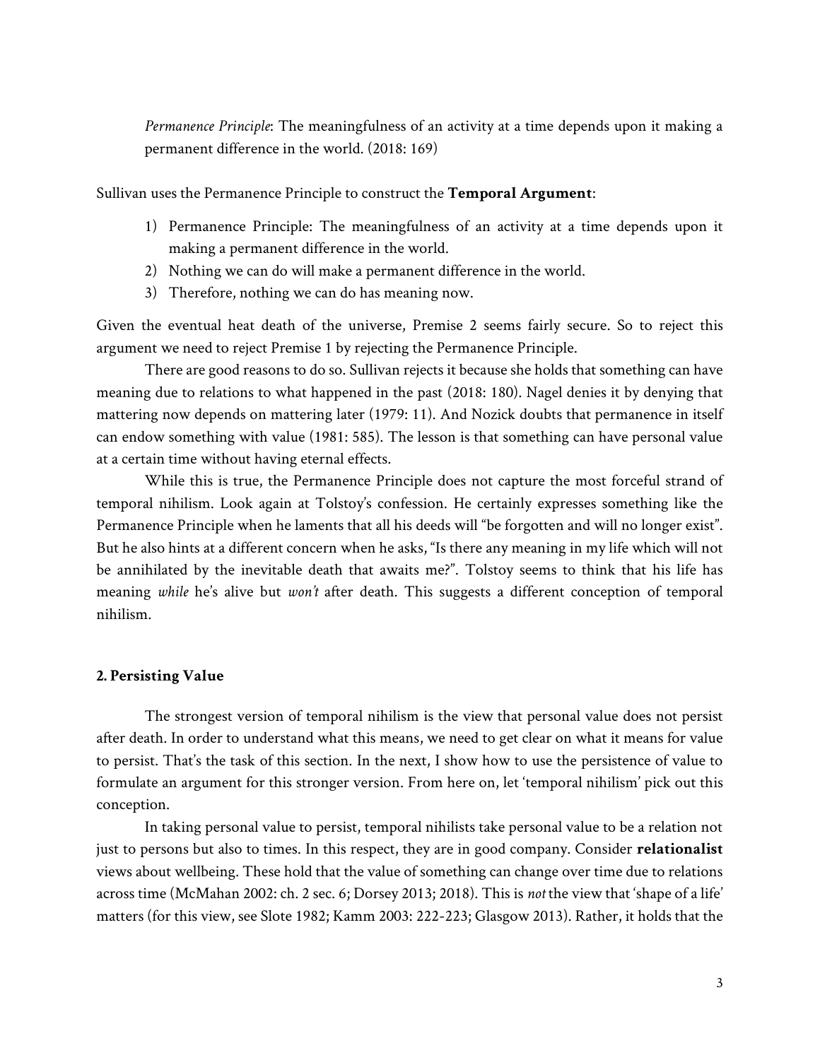*Permanence Principle*: The meaningfulness of an activity at a time depends upon it making a permanent difference in the world. (2018: 169)

Sullivan uses the Permanence Principle to construct the **Temporal Argument**:

1) Permanence Principle: The meaningfulness of an activity at a time depends upon it making a permanent difference in the world.
2) Nothing we can do will make a permanent difference in the world.
3) Therefore, nothing we can do has meaning now.

Given the eventual heat death of the universe, Premise 2 seems fairly secure. So to reject this argument we need to reject Premise 1 by rejecting the Permanence Principle.

There are good reasons to do so. Sullivan rejects it because she holds that something can have meaning due to relations to what happened in the past (2018: 180). Nagel denies it by denying that mattering now depends on mattering later (1979: 11). And Nozick doubts that permanence in itself can endow something with value (1981: 585). The lesson is that something can have personal value at a certain time without having eternal effects.

While this is true, the Permanence Principle does not capture the most forceful strand of temporal nihilism. Look again at Tolstoy's confession. He certainly expresses something like the Permanence Principle when he laments that all his deeds will "be forgotten and will no longer exist". But he also hints at a different concern when he asks, "Is there any meaning in my life which will not be annihilated by the inevitable death that awaits me?". Tolstoy seems to think that his life has meaning *while* he's alive but *won't* after death. This suggests a different conception of temporal nihilism.

## 2. Persisting Value

The strongest version of temporal nihilism is the view that personal value does not persist after death. In order to understand what this means, we need to get clear on what it means for value to persist. That's the task of this section. In the next, I show how to use the persistence of value to formulate an argument for this stronger version. From here on, let 'temporal nihilism' pick out this conception.

In taking personal value to persist, temporal nihilists take personal value to be a relation not just to persons but also to times. In this respect, they are in good company. Consider **relationalist** views about wellbeing. These hold that the value of something can change over time due to relations across time (McMahan 2002: ch. 2 sec. 6; Dorsey 2013; 2018). This is *not* the view that 'shape of a life' matters (for this view, see Slote 1982; Kamm 2003: 222-223; Glasgow 2013). Rather, it holds that the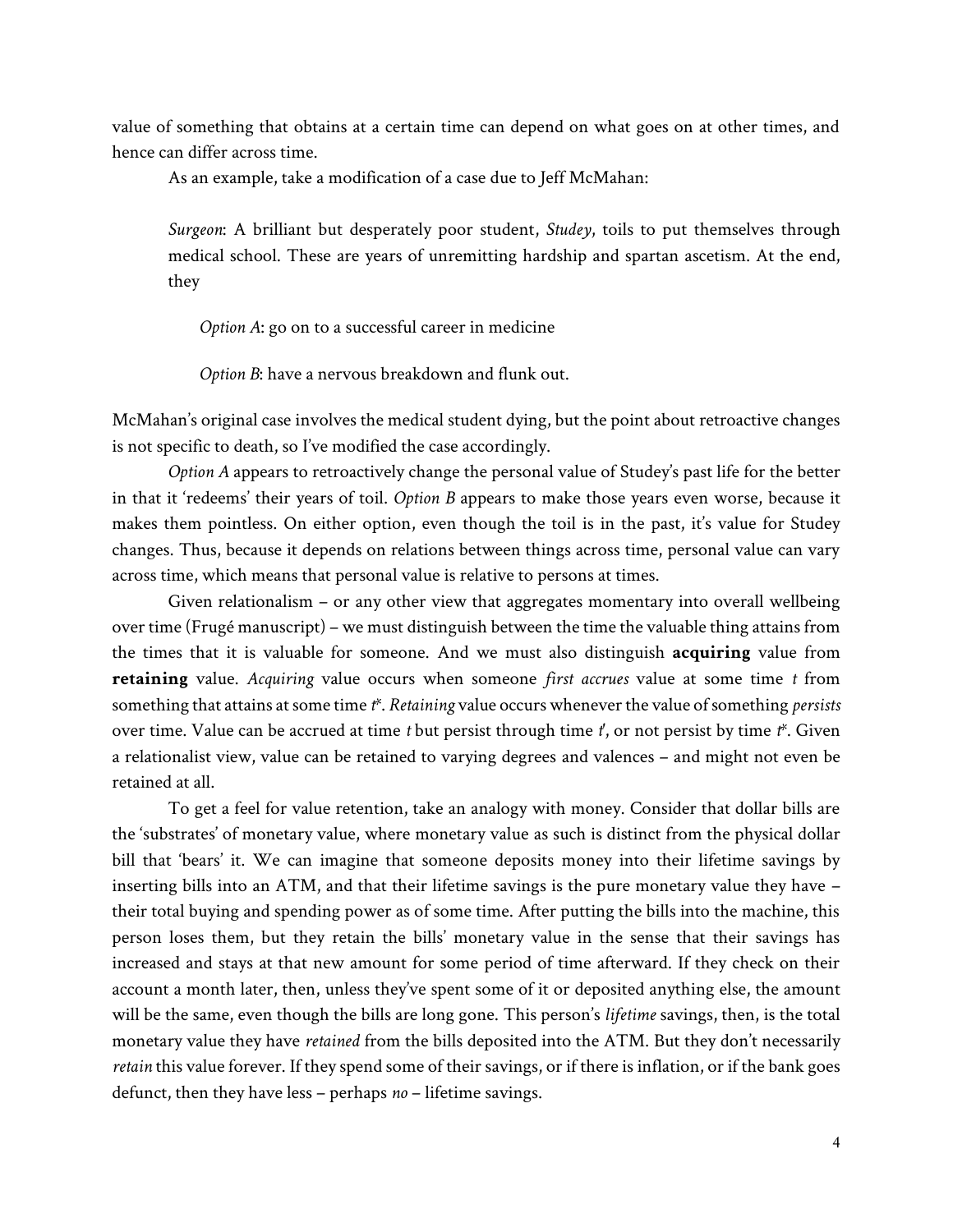value of something that obtains at a certain time can depend on what goes on at other times, and hence can differ across time.

As an example, take a modification of a case due to Jeff McMahan:

> *Surgeon*: A brilliant but desperately poor student, *Studey*, toils to put themselves through medical school. These are years of unremitting hardship and spartan ascetism. At the end, they
>
> *Option A*: go on to a successful career in medicine
>
> *Option B*: have a nervous breakdown and flunk out.

McMahan's original case involves the medical student dying, but the point about retroactive changes is not specific to death, so I've modified the case accordingly.

*Option A* appears to retroactively change the personal value of Studey's past life for the better in that it 'redeems' their years of toil. *Option B* appears to make those years even worse, because it makes them pointless. On either option, even though the toil is in the past, it's value for Studey changes. Thus, because it depends on relations between things across time, personal value can vary across time, which means that personal value is relative to persons at times.

Given relationalism – or any other view that aggregates momentary into overall wellbeing over time (Frugé manuscript) – we must distinguish between the time the valuable thing attains from the times that it is valuable for someone. And we must also distinguish **acquiring** value from **retaining** value. *Acquiring* value occurs when someone *first accrues* value at some time $t$ from something that attains at some time $t^*$. *Retaining* value occurs whenever the value of something *persists* over time. Value can be accrued at time $t$ but persist through time $t'$, or not persist by time $t^*$. Given a relationalist view, value can be retained to varying degrees and valences – and might not even be retained at all.

To get a feel for value retention, take an analogy with money. Consider that dollar bills are the 'substrates' of monetary value, where monetary value as such is distinct from the physical dollar bill that 'bears' it. We can imagine that someone deposits money into their lifetime savings by inserting bills into an ATM, and that their lifetime savings is the pure monetary value they have – their total buying and spending power as of some time. After putting the bills into the machine, this person loses them, but they retain the bills' monetary value in the sense that their savings has increased and stays at that new amount for some period of time afterward. If they check on their account a month later, then, unless they've spent some of it or deposited anything else, the amount will be the same, even though the bills are long gone. This person's *lifetime* savings, then, is the total monetary value they have *retained* from the bills deposited into the ATM. But they don't necessarily *retain* this value forever. If they spend some of their savings, or if there is inflation, or if the bank goes defunct, then they have less – perhaps *no* – lifetime savings.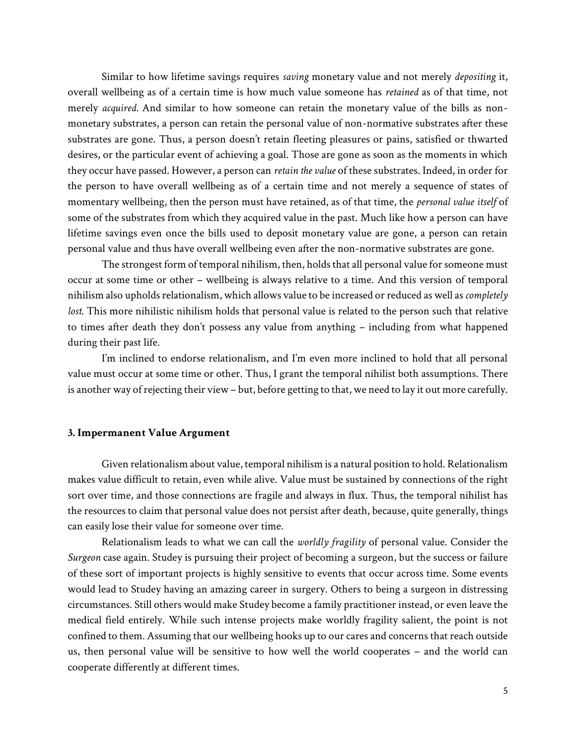Similar to how lifetime savings requires *saving* monetary value and not merely *depositing* it, overall wellbeing as of a certain time is how much value someone has *retained* as of that time, not merely *acquired.* And similar to how someone can retain the monetary value of the bills as non-monetary substrates, a person can retain the personal value of non-normative substrates after these substrates are gone. Thus, a person doesn't retain fleeting pleasures or pains, satisfied or thwarted desires, or the particular event of achieving a goal. Those are gone as soon as the moments in which they occur have passed. However, a person can *retain the value* of these substrates. Indeed, in order for the person to have overall wellbeing as of a certain time and not merely a sequence of states of momentary wellbeing, then the person must have retained, as of that time, the *personal value itself* of some of the substrates from which they acquired value in the past. Much like how a person can have lifetime savings even once the bills used to deposit monetary value are gone, a person can retain personal value and thus have overall wellbeing even after the non-normative substrates are gone.

The strongest form of temporal nihilism, then, holds that all personal value for someone must occur at some time or other – wellbeing is always relative to a time. And this version of temporal nihilism also upholds relationalism, which allows value to be increased or reduced as well as *completely lost.* This more nihilistic nihilism holds that personal value is related to the person such that relative to times after death they don't possess any value from anything – including from what happened during their past life.

I'm inclined to endorse relationalism, and I'm even more inclined to hold that all personal value must occur at some time or other. Thus, I grant the temporal nihilist both assumptions. There is another way of rejecting their view – but, before getting to that, we need to lay it out more carefully.

### 3. Impermanent Value Argument

Given relationalism about value, temporal nihilism is a natural position to hold. Relationalism makes value difficult to retain, even while alive. Value must be sustained by connections of the right sort over time, and those connections are fragile and always in flux. Thus, the temporal nihilist has the resources to claim that personal value does not persist after death, because, quite generally, things can easily lose their value for someone over time.

Relationalism leads to what we can call the *worldly fragility* of personal value. Consider the *Surgeon* case again. Studey is pursuing their project of becoming a surgeon, but the success or failure of these sort of important projects is highly sensitive to events that occur across time. Some events would lead to Studey having an amazing career in surgery. Others to being a surgeon in distressing circumstances. Still others would make Studey become a family practitioner instead, or even leave the medical field entirely. While such intense projects make worldly fragility salient, the point is not confined to them. Assuming that our wellbeing hooks up to our cares and concerns that reach outside us, then personal value will be sensitive to how well the world cooperates – and the world can cooperate differently at different times.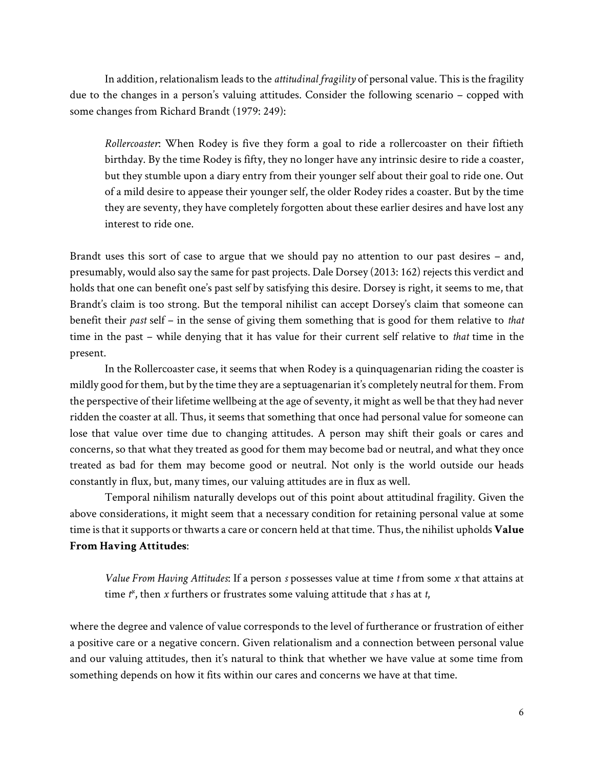In addition, relationalism leads to the *attitudinal fragility* of personal value. This is the fragility due to the changes in a person's valuing attitudes. Consider the following scenario – copped with some changes from Richard Brandt (1979: 249):

> *Rollercoaster*: When Rodey is five they form a goal to ride a rollercoaster on their fiftieth birthday. By the time Rodey is fifty, they no longer have any intrinsic desire to ride a coaster, but they stumble upon a diary entry from their younger self about their goal to ride one. Out of a mild desire to appease their younger self, the older Rodey rides a coaster. But by the time they are seventy, they have completely forgotten about these earlier desires and have lost any interest to ride one.

Brandt uses this sort of case to argue that we should pay no attention to our past desires – and, presumably, would also say the same for past projects. Dale Dorsey (2013: 162) rejects this verdict and holds that one can benefit one's past self by satisfying this desire. Dorsey is right, it seems to me, that Brandt's claim is too strong. But the temporal nihilist can accept Dorsey's claim that someone can benefit their *past* self – in the sense of giving them something that is good for them relative to *that* time in the past – while denying that it has value for their current self relative to *that* time in the present.

In the Rollercoaster case, it seems that when Rodey is a quinquagenarian riding the coaster is mildly good for them, but by the time they are a septuagenarian it's completely neutral for them. From the perspective of their lifetime wellbeing at the age of seventy, it might as well be that they had never ridden the coaster at all. Thus, it seems that something that once had personal value for someone can lose that value over time due to changing attitudes. A person may shift their goals or cares and concerns, so that what they treated as good for them may become bad or neutral, and what they once treated as bad for them may become good or neutral. Not only is the world outside our heads constantly in flux, but, many times, our valuing attitudes are in flux as well.

Temporal nihilism naturally develops out of this point about attitudinal fragility. Given the above considerations, it might seem that a necessary condition for retaining personal value at some time is that it supports or thwarts a care or concern held at that time. Thus, the nihilist upholds **Value From Having Attitudes**:

> *Value From Having Attitudes*: If a person *s* possesses value at time *t* from some *x* that attains at time $t^*$, then *x* furthers or frustrates some valuing attitude that *s* has at *t*,

where the degree and valence of value corresponds to the level of furtherance or frustration of either a positive care or a negative concern. Given relationalism and a connection between personal value and our valuing attitudes, then it's natural to think that whether we have value at some time from something depends on how it fits within our cares and concerns we have at that time.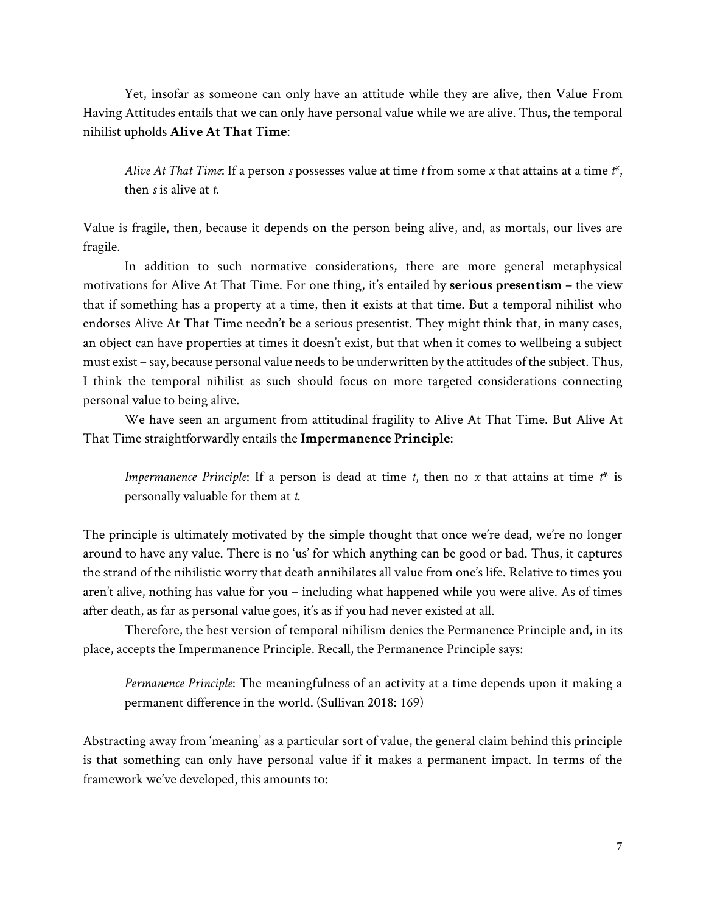Yet, insofar as someone can only have an attitude while they are alive, then Value From Having Attitudes entails that we can only have personal value while we are alive. Thus, the temporal nihilist upholds **Alive At That Time**:

> *Alive At That Time*: If a person *s* possesses value at time *t* from some *x* that attains at a time $t^*$, then *s* is alive at *t*.

Value is fragile, then, because it depends on the person being alive, and, as mortals, our lives are fragile.

In addition to such normative considerations, there are more general metaphysical motivations for Alive At That Time. For one thing, it's entailed by **serious presentism** – the view that if something has a property at a time, then it exists at that time. But a temporal nihilist who endorses Alive At That Time needn't be a serious presentist. They might think that, in many cases, an object can have properties at times it doesn't exist, but that when it comes to wellbeing a subject must exist – say, because personal value needs to be underwritten by the attitudes of the subject. Thus, I think the temporal nihilist as such should focus on more targeted considerations connecting personal value to being alive.

We have seen an argument from attitudinal fragility to Alive At That Time. But Alive At That Time straightforwardly entails the **Impermanence Principle**:

> *Impermanence Principle*: If a person is dead at time *t*, then no *x* that attains at time $t^*$ is personally valuable for them at *t*.

The principle is ultimately motivated by the simple thought that once we're dead, we're no longer around to have any value. There is no 'us' for which anything can be good or bad. Thus, it captures the strand of the nihilistic worry that death annihilates all value from one's life. Relative to times you aren't alive, nothing has value for you – including what happened while you were alive. As of times after death, as far as personal value goes, it's as if you had never existed at all.

Therefore, the best version of temporal nihilism denies the Permanence Principle and, in its place, accepts the Impermanence Principle. Recall, the Permanence Principle says:

> *Permanence Principle*: The meaningfulness of an activity at a time depends upon it making a permanent difference in the world. (Sullivan 2018: 169)

Abstracting away from 'meaning' as a particular sort of value, the general claim behind this principle is that something can only have personal value if it makes a permanent impact. In terms of the framework we've developed, this amounts to: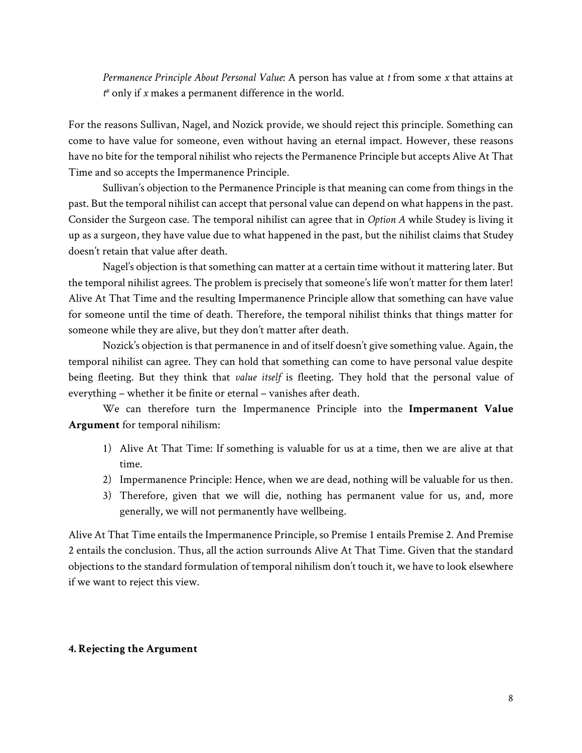*Permanence Principle About Personal Value*: A person has value at $t$ from some $x$ that attains at $t^*$ only if $x$ makes a permanent difference in the world.

For the reasons Sullivan, Nagel, and Nozick provide, we should reject this principle. Something can come to have value for someone, even without having an eternal impact. However, these reasons have no bite for the temporal nihilist who rejects the Permanence Principle but accepts Alive At That Time and so accepts the Impermanence Principle.

Sullivan's objection to the Permanence Principle is that meaning can come from things in the past. But the temporal nihilist can accept that personal value can depend on what happens in the past. Consider the Surgeon case. The temporal nihilist can agree that in *Option A* while Studey is living it up as a surgeon, they have value due to what happened in the past, but the nihilist claims that Studey doesn't retain that value after death.

Nagel's objection is that something can matter at a certain time without it mattering later. But the temporal nihilist agrees. The problem is precisely that someone's life won't matter for them later! Alive At That Time and the resulting Impermanence Principle allow that something can have value for someone until the time of death. Therefore, the temporal nihilist thinks that things matter for someone while they are alive, but they don't matter after death.

Nozick's objection is that permanence in and of itself doesn't give something value. Again, the temporal nihilist can agree. They can hold that something can come to have personal value despite being fleeting. But they think that *value itself* is fleeting. They hold that the personal value of everything – whether it be finite or eternal – vanishes after death.

We can therefore turn the Impermanence Principle into the **Impermanent Value Argument** for temporal nihilism:

1) Alive At That Time: If something is valuable for us at a time, then we are alive at that time.
2) Impermanence Principle: Hence, when we are dead, nothing will be valuable for us then.
3) Therefore, given that we will die, nothing has permanent value for us, and, more generally, we will not permanently have wellbeing.

Alive At That Time entails the Impermanence Principle, so Premise 1 entails Premise 2. And Premise 2 entails the conclusion. Thus, all the action surrounds Alive At That Time. Given that the standard objections to the standard formulation of temporal nihilism don't touch it, we have to look elsewhere if we want to reject this view.

## 4. Rejecting the Argument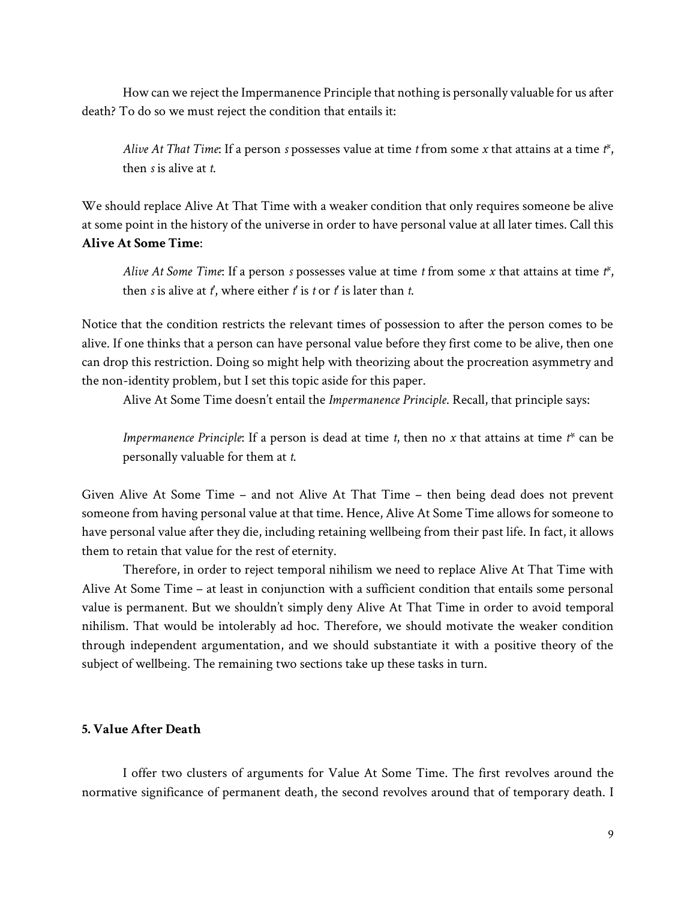How can we reject the Impermanence Principle that nothing is personally valuable for us after death? To do so we must reject the condition that entails it:

> *Alive At That Time*: If a person $s$ possesses value at time $t$ from some $x$ that attains at a time $t^*$, then $s$ is alive at $t$.

We should replace Alive At That Time with a weaker condition that only requires someone be alive at some point in the history of the universe in order to have personal value at all later times. Call this **Alive At Some Time**:

> *Alive At Some Time*: If a person $s$ possesses value at time $t$ from some $x$ that attains at time $t^*$, then $s$ is alive at $t'$, where either $t'$ is $t$ or $t'$ is later than $t$.

Notice that the condition restricts the relevant times of possession to after the person comes to be alive. If one thinks that a person can have personal value before they first come to be alive, then one can drop this restriction. Doing so might help with theorizing about the procreation asymmetry and the non-identity problem, but I set this topic aside for this paper.

Alive At Some Time doesn't entail the *Impermanence Principle*. Recall, that principle says:

> *Impermanence Principle*: If a person is dead at time $t$, then no $x$ that attains at time $t^*$ can be personally valuable for them at $t$.

Given Alive At Some Time – and not Alive At That Time – then being dead does not prevent someone from having personal value at that time. Hence, Alive At Some Time allows for someone to have personal value after they die, including retaining wellbeing from their past life. In fact, it allows them to retain that value for the rest of eternity.

Therefore, in order to reject temporal nihilism we need to replace Alive At That Time with Alive At Some Time – at least in conjunction with a sufficient condition that entails some personal value is permanent. But we shouldn't simply deny Alive At That Time in order to avoid temporal nihilism. That would be intolerably ad hoc. Therefore, we should motivate the weaker condition through independent argumentation, and we should substantiate it with a positive theory of the subject of wellbeing. The remaining two sections take up these tasks in turn.

## 5. Value After Death

I offer two clusters of arguments for Value At Some Time. The first revolves around the normative significance of permanent death, the second revolves around that of temporary death. I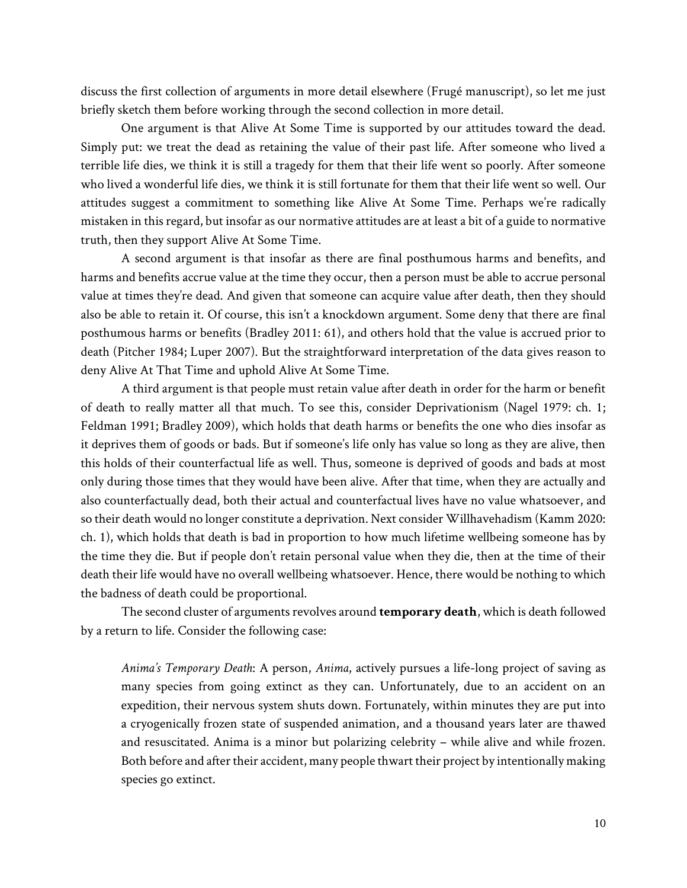discuss the first collection of arguments in more detail elsewhere (Frugé manuscript), so let me just briefly sketch them before working through the second collection in more detail.

One argument is that Alive At Some Time is supported by our attitudes toward the dead. Simply put: we treat the dead as retaining the value of their past life. After someone who lived a terrible life dies, we think it is still a tragedy for them that their life went so poorly. After someone who lived a wonderful life dies, we think it is still fortunate for them that their life went so well. Our attitudes suggest a commitment to something like Alive At Some Time. Perhaps we're radically mistaken in this regard, but insofar as our normative attitudes are at least a bit of a guide to normative truth, then they support Alive At Some Time.

A second argument is that insofar as there are final posthumous harms and benefits, and harms and benefits accrue value at the time they occur, then a person must be able to accrue personal value at times they're dead. And given that someone can acquire value after death, then they should also be able to retain it. Of course, this isn't a knockdown argument. Some deny that there are final posthumous harms or benefits (Bradley 2011: 61), and others hold that the value is accrued prior to death (Pitcher 1984; Luper 2007). But the straightforward interpretation of the data gives reason to deny Alive At That Time and uphold Alive At Some Time.

A third argument is that people must retain value after death in order for the harm or benefit of death to really matter all that much. To see this, consider Deprivationism (Nagel 1979: ch. 1; Feldman 1991; Bradley 2009), which holds that death harms or benefits the one who dies insofar as it deprives them of goods or bads. But if someone's life only has value so long as they are alive, then this holds of their counterfactual life as well. Thus, someone is deprived of goods and bads at most only during those times that they would have been alive. After that time, when they are actually and also counterfactually dead, both their actual and counterfactual lives have no value whatsoever, and so their death would no longer constitute a deprivation. Next consider Willhavehadism (Kamm 2020: ch. 1), which holds that death is bad in proportion to how much lifetime wellbeing someone has by the time they die. But if people don't retain personal value when they die, then at the time of their death their life would have no overall wellbeing whatsoever. Hence, there would be nothing to which the badness of death could be proportional.

The second cluster of arguments revolves around **temporary death**, which is death followed by a return to life. Consider the following case:

> *Anima's Temporary Death*: A person, *Anima*, actively pursues a life-long project of saving as many species from going extinct as they can. Unfortunately, due to an accident on an expedition, their nervous system shuts down. Fortunately, within minutes they are put into a cryogenically frozen state of suspended animation, and a thousand years later are thawed and resuscitated. Anima is a minor but polarizing celebrity – while alive and while frozen. Both before and after their accident, many people thwart their project by intentionally making species go extinct.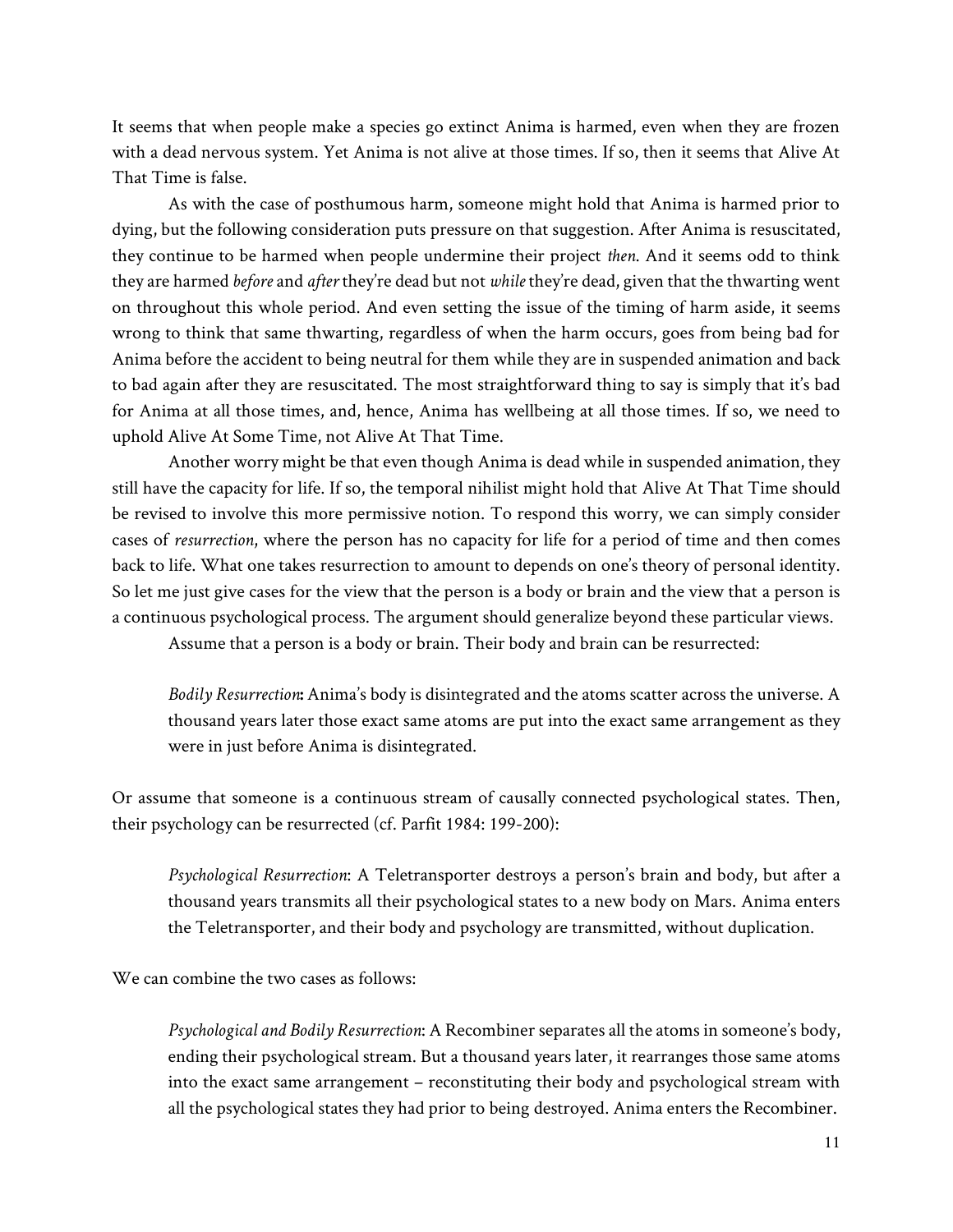It seems that when people make a species go extinct Anima is harmed, even when they are frozen with a dead nervous system. Yet Anima is not alive at those times. If so, then it seems that Alive At That Time is false.

As with the case of posthumous harm, someone might hold that Anima is harmed prior to dying, but the following consideration puts pressure on that suggestion. After Anima is resuscitated, they continue to be harmed when people undermine their project *then*. And it seems odd to think they are harmed *before* and *after* they're dead but not *while* they're dead, given that the thwarting went on throughout this whole period. And even setting the issue of the timing of harm aside, it seems wrong to think that same thwarting, regardless of when the harm occurs, goes from being bad for Anima before the accident to being neutral for them while they are in suspended animation and back to bad again after they are resuscitated. The most straightforward thing to say is simply that it's bad for Anima at all those times, and, hence, Anima has wellbeing at all those times. If so, we need to uphold Alive At Some Time, not Alive At That Time.

Another worry might be that even though Anima is dead while in suspended animation, they still have the capacity for life. If so, the temporal nihilist might hold that Alive At That Time should be revised to involve this more permissive notion. To respond this worry, we can simply consider cases of *resurrection*, where the person has no capacity for life for a period of time and then comes back to life. What one takes resurrection to amount to depends on one's theory of personal identity. So let me just give cases for the view that the person is a body or brain and the view that a person is a continuous psychological process. The argument should generalize beyond these particular views.

Assume that a person is a body or brain. Their body and brain can be resurrected:

> *Bodily Resurrection***:** Anima's body is disintegrated and the atoms scatter across the universe. A thousand years later those exact same atoms are put into the exact same arrangement as they were in just before Anima is disintegrated.

Or assume that someone is a continuous stream of causally connected psychological states. Then, their psychology can be resurrected (cf. Parfit 1984: 199-200):

> *Psychological Resurrection*: A Teletransporter destroys a person's brain and body, but after a thousand years transmits all their psychological states to a new body on Mars. Anima enters the Teletransporter, and their body and psychology are transmitted, without duplication.

We can combine the two cases as follows:

> *Psychological and Bodily Resurrection*: A Recombiner separates all the atoms in someone's body, ending their psychological stream. But a thousand years later, it rearranges those same atoms into the exact same arrangement – reconstituting their body and psychological stream with all the psychological states they had prior to being destroyed. Anima enters the Recombiner.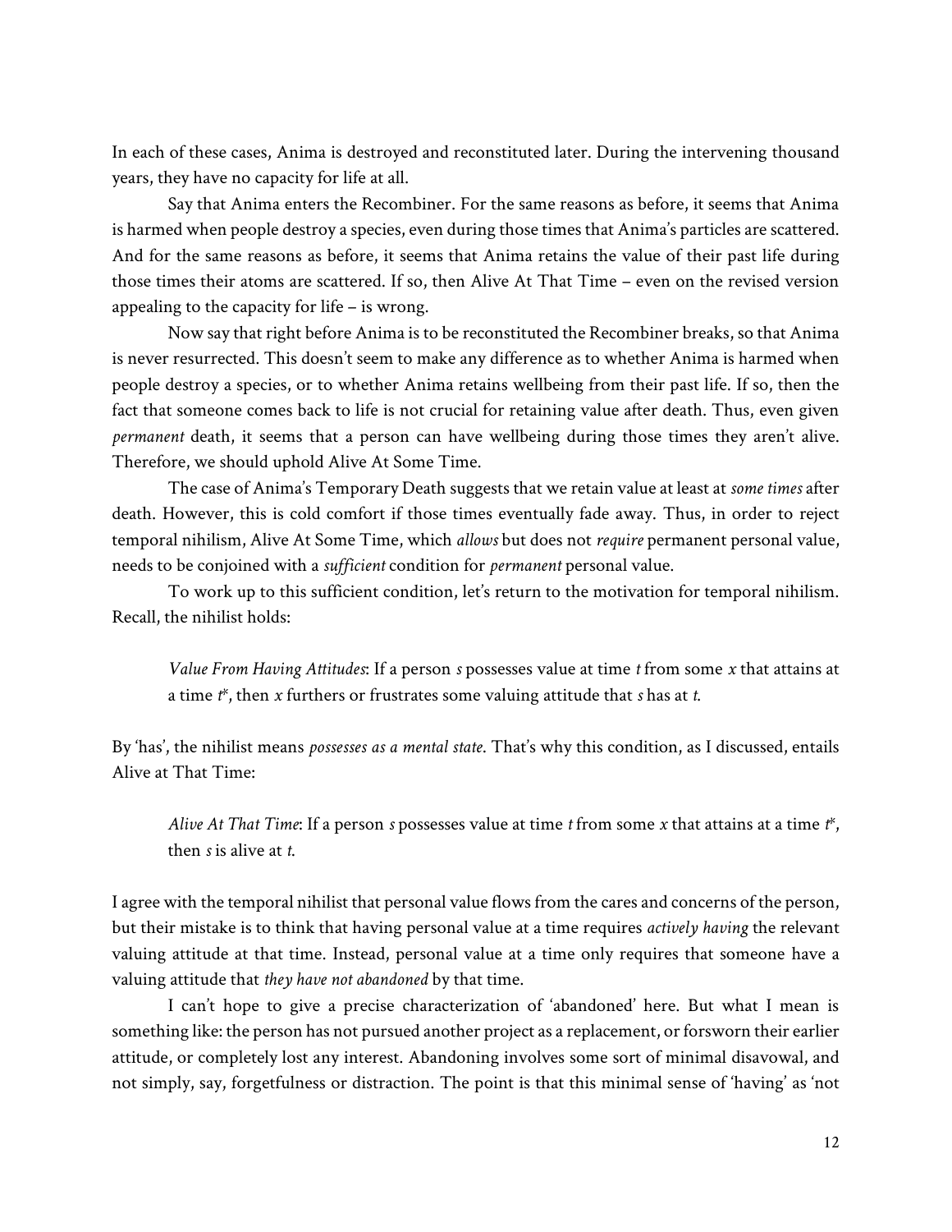In each of these cases, Anima is destroyed and reconstituted later. During the intervening thousand years, they have no capacity for life at all.

Say that Anima enters the Recombiner. For the same reasons as before, it seems that Anima is harmed when people destroy a species, even during those times that Anima's particles are scattered. And for the same reasons as before, it seems that Anima retains the value of their past life during those times their atoms are scattered. If so, then Alive At That Time – even on the revised version appealing to the capacity for life – is wrong.

Now say that right before Anima is to be reconstituted the Recombiner breaks, so that Anima is never resurrected. This doesn't seem to make any difference as to whether Anima is harmed when people destroy a species, or to whether Anima retains wellbeing from their past life. If so, then the fact that someone comes back to life is not crucial for retaining value after death. Thus, even given *permanent* death, it seems that a person can have wellbeing during those times they aren't alive. Therefore, we should uphold Alive At Some Time.

The case of Anima's Temporary Death suggests that we retain value at least at *some times* after death. However, this is cold comfort if those times eventually fade away. Thus, in order to reject temporal nihilism, Alive At Some Time, which *allows* but does not *require* permanent personal value, needs to be conjoined with a *sufficient* condition for *permanent* personal value.

To work up to this sufficient condition, let's return to the motivation for temporal nihilism. Recall, the nihilist holds:

> *Value From Having Attitudes*: If a person $s$ possesses value at time $t$ from some $x$ that attains at a time $t^*$, then $x$ furthers or frustrates some valuing attitude that $s$ has at $t$.

By 'has', the nihilist means *possesses as a mental state*. That's why this condition, as I discussed, entails Alive at That Time:

> *Alive At That Time*: If a person $s$ possesses value at time $t$ from some $x$ that attains at a time $t^*$, then $s$ is alive at $t$.

I agree with the temporal nihilist that personal value flows from the cares and concerns of the person, but their mistake is to think that having personal value at a time requires *actively having* the relevant valuing attitude at that time. Instead, personal value at a time only requires that someone have a valuing attitude that *they have not abandoned* by that time.

I can't hope to give a precise characterization of 'abandoned' here. But what I mean is something like: the person has not pursued another project as a replacement, or forsworn their earlier attitude, or completely lost any interest. Abandoning involves some sort of minimal disavowal, and not simply, say, forgetfulness or distraction. The point is that this minimal sense of 'having' as 'not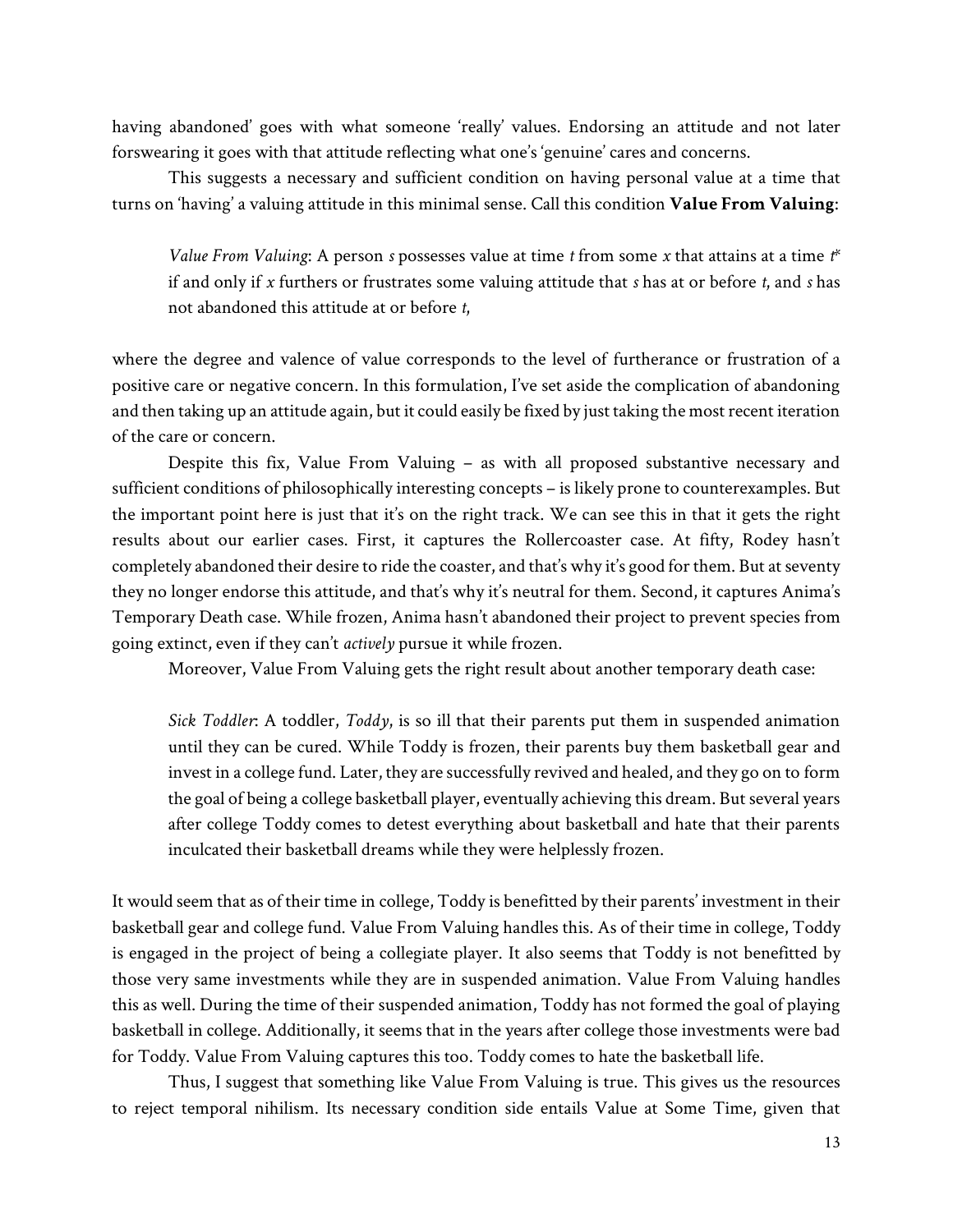having abandoned' goes with what someone 'really' values. Endorsing an attitude and not later forswearing it goes with that attitude reflecting what one's 'genuine' cares and concerns.

This suggests a necessary and sufficient condition on having personal value at a time that turns on 'having' a valuing attitude in this minimal sense. Call this condition **Value From Valuing**:

> *Value From Valuing*: A person *s* possesses value at time *t* from some *x* that attains at a time $t^*$ if and only if *x* furthers or frustrates some valuing attitude that *s* has at or before *t*, and *s* has not abandoned this attitude at or before *t*,

where the degree and valence of value corresponds to the level of furtherance or frustration of a positive care or negative concern. In this formulation, I've set aside the complication of abandoning and then taking up an attitude again, but it could easily be fixed by just taking the most recent iteration of the care or concern.

Despite this fix, Value From Valuing – as with all proposed substantive necessary and sufficient conditions of philosophically interesting concepts – is likely prone to counterexamples. But the important point here is just that it's on the right track. We can see this in that it gets the right results about our earlier cases. First, it captures the Rollercoaster case. At fifty, Rodey hasn't completely abandoned their desire to ride the coaster, and that's why it's good for them. But at seventy they no longer endorse this attitude, and that's why it's neutral for them. Second, it captures Anima's Temporary Death case. While frozen, Anima hasn't abandoned their project to prevent species from going extinct, even if they can't *actively* pursue it while frozen.

Moreover, Value From Valuing gets the right result about another temporary death case:

> *Sick Toddler*: A toddler, *Toddy*, is so ill that their parents put them in suspended animation until they can be cured. While Toddy is frozen, their parents buy them basketball gear and invest in a college fund. Later, they are successfully revived and healed, and they go on to form the goal of being a college basketball player, eventually achieving this dream. But several years after college Toddy comes to detest everything about basketball and hate that their parents inculcated their basketball dreams while they were helplessly frozen.

It would seem that as of their time in college, Toddy is benefitted by their parents' investment in their basketball gear and college fund. Value From Valuing handles this. As of their time in college, Toddy is engaged in the project of being a collegiate player. It also seems that Toddy is not benefitted by those very same investments while they are in suspended animation. Value From Valuing handles this as well. During the time of their suspended animation, Toddy has not formed the goal of playing basketball in college. Additionally, it seems that in the years after college those investments were bad for Toddy. Value From Valuing captures this too. Toddy comes to hate the basketball life.

Thus, I suggest that something like Value From Valuing is true. This gives us the resources to reject temporal nihilism. Its necessary condition side entails Value at Some Time, given that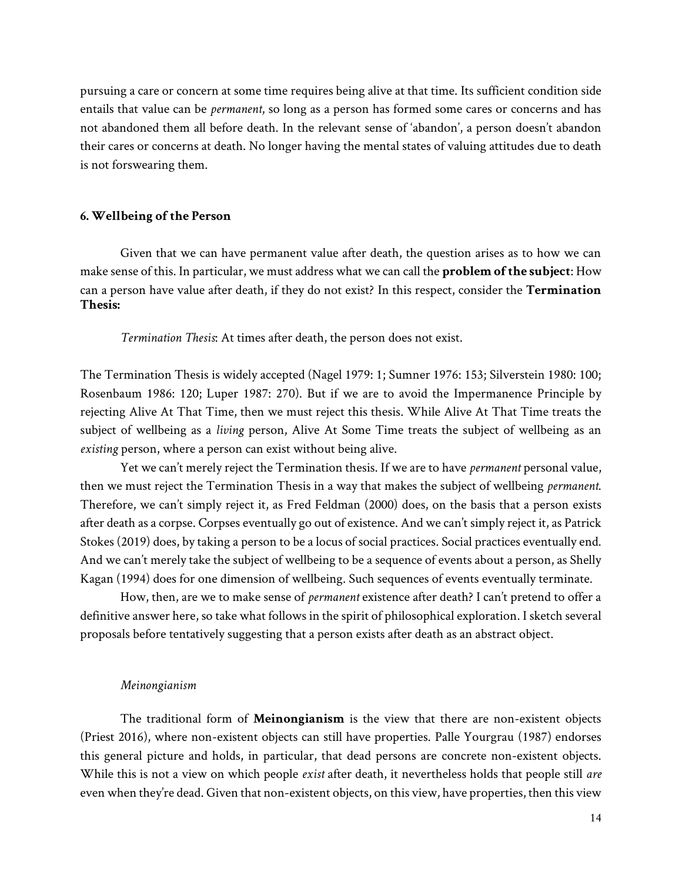pursuing a care or concern at some time requires being alive at that time. Its sufficient condition side entails that value can be *permanent*, so long as a person has formed some cares or concerns and has not abandoned them all before death. In the relevant sense of 'abandon', a person doesn't abandon their cares or concerns at death. No longer having the mental states of valuing attitudes due to death is not forswearing them.

### 6. Wellbeing of the Person

Given that we can have permanent value after death, the question arises as to how we can make sense of this. In particular, we must address what we can call the **problem of the subject**: How can a person have value after death, if they do not exist? In this respect, consider the **Termination Thesis:**

*Termination Thesis*: At times after death, the person does not exist.

The Termination Thesis is widely accepted (Nagel 1979: 1; Sumner 1976: 153; Silverstein 1980: 100; Rosenbaum 1986: 120; Luper 1987: 270). But if we are to avoid the Impermanence Principle by rejecting Alive At That Time, then we must reject this thesis. While Alive At That Time treats the subject of wellbeing as a *living* person, Alive At Some Time treats the subject of wellbeing as an *existing* person, where a person can exist without being alive.

Yet we can't merely reject the Termination thesis. If we are to have *permanent* personal value, then we must reject the Termination Thesis in a way that makes the subject of wellbeing *permanent*. Therefore, we can't simply reject it, as Fred Feldman (2000) does, on the basis that a person exists after death as a corpse. Corpses eventually go out of existence. And we can't simply reject it, as Patrick Stokes (2019) does, by taking a person to be a locus of social practices. Social practices eventually end. And we can't merely take the subject of wellbeing to be a sequence of events about a person, as Shelly Kagan (1994) does for one dimension of wellbeing. Such sequences of events eventually terminate.

How, then, are we to make sense of *permanent* existence after death? I can't pretend to offer a definitive answer here, so take what follows in the spirit of philosophical exploration. I sketch several proposals before tentatively suggesting that a person exists after death as an abstract object.

#### *Meinongianism*

The traditional form of **Meinongianism** is the view that there are non-existent objects (Priest 2016), where non-existent objects can still have properties. Palle Yourgrau (1987) endorses this general picture and holds, in particular, that dead persons are concrete non-existent objects. While this is not a view on which people *exist* after death, it nevertheless holds that people still *are* even when they're dead. Given that non-existent objects, on this view, have properties, then this view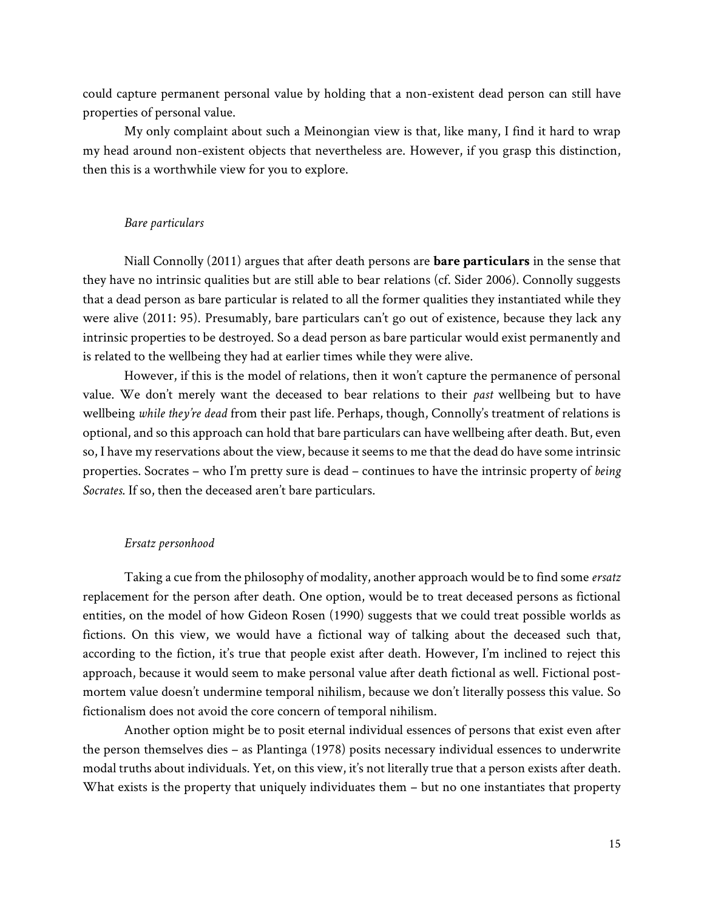could capture permanent personal value by holding that a non-existent dead person can still have properties of personal value.

My only complaint about such a Meinongian view is that, like many, I find it hard to wrap my head around non-existent objects that nevertheless are. However, if you grasp this distinction, then this is a worthwhile view for you to explore.

### *Bare particulars*

Niall Connolly (2011) argues that after death persons are **bare particulars** in the sense that they have no intrinsic qualities but are still able to bear relations (cf. Sider 2006). Connolly suggests that a dead person as bare particular is related to all the former qualities they instantiated while they were alive (2011: 95). Presumably, bare particulars can't go out of existence, because they lack any intrinsic properties to be destroyed. So a dead person as bare particular would exist permanently and is related to the wellbeing they had at earlier times while they were alive.

However, if this is the model of relations, then it won't capture the permanence of personal value. We don't merely want the deceased to bear relations to their *past* wellbeing but to have wellbeing *while they're dead* from their past life. Perhaps, though, Connolly's treatment of relations is optional, and so this approach can hold that bare particulars can have wellbeing after death. But, even so, I have my reservations about the view, because it seems to me that the dead do have some intrinsic properties. Socrates – who I'm pretty sure is dead – continues to have the intrinsic property of *being Socrates*. If so, then the deceased aren't bare particulars.

### *Ersatz personhood*

Taking a cue from the philosophy of modality, another approach would be to find some *ersatz* replacement for the person after death. One option, would be to treat deceased persons as fictional entities, on the model of how Gideon Rosen (1990) suggests that we could treat possible worlds as fictions. On this view, we would have a fictional way of talking about the deceased such that, according to the fiction, it's true that people exist after death. However, I'm inclined to reject this approach, because it would seem to make personal value after death fictional as well. Fictional post-mortem value doesn't undermine temporal nihilism, because we don't literally possess this value. So fictionalism does not avoid the core concern of temporal nihilism.

Another option might be to posit eternal individual essences of persons that exist even after the person themselves dies – as Plantinga (1978) posits necessary individual essences to underwrite modal truths about individuals. Yet, on this view, it's not literally true that a person exists after death. What exists is the property that uniquely individuates them – but no one instantiates that property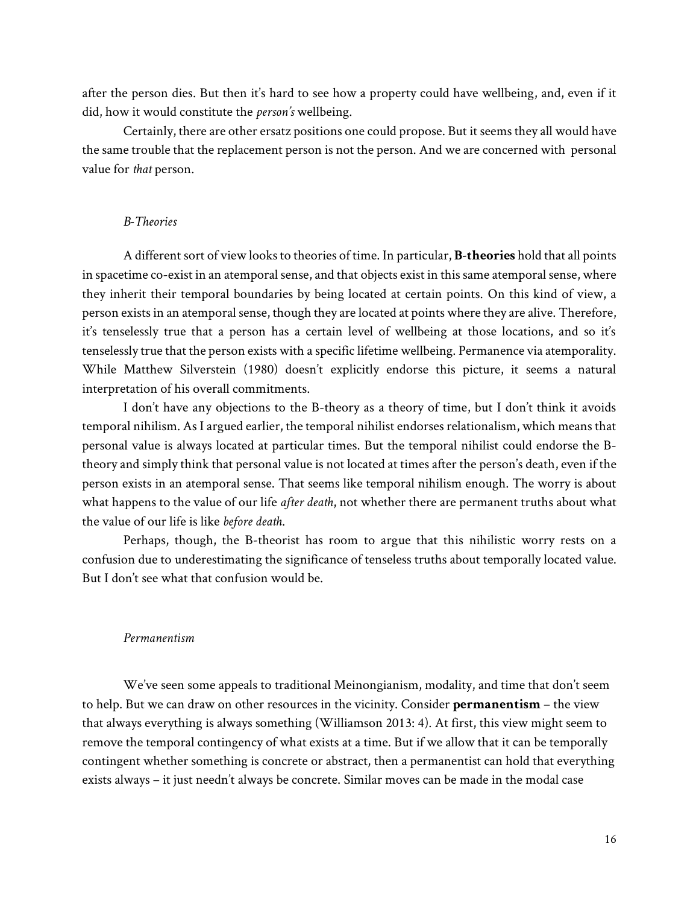after the person dies. But then it's hard to see how a property could have wellbeing, and, even if it did, how it would constitute the *person's* wellbeing.

Certainly, there are other ersatz positions one could propose. But it seems they all would have the same trouble that the replacement person is not the person. And we are concerned with personal value for *that* person.

### *B-Theories*

A different sort of view looks to theories of time. In particular, **B-theories** hold that all points in spacetime co-exist in an atemporal sense, and that objects exist in this same atemporal sense, where they inherit their temporal boundaries by being located at certain points. On this kind of view, a person exists in an atemporal sense, though they are located at points where they are alive. Therefore, it's tenselessly true that a person has a certain level of wellbeing at those locations, and so it's tenselessly true that the person exists with a specific lifetime wellbeing. Permanence via atemporality. While Matthew Silverstein (1980) doesn't explicitly endorse this picture, it seems a natural interpretation of his overall commitments.

I don't have any objections to the B-theory as a theory of time, but I don't think it avoids temporal nihilism. As I argued earlier, the temporal nihilist endorses relationalism, which means that personal value is always located at particular times. But the temporal nihilist could endorse the B-theory and simply think that personal value is not located at times after the person's death, even if the person exists in an atemporal sense. That seems like temporal nihilism enough. The worry is about what happens to the value of our life *after death*, not whether there are permanent truths about what the value of our life is like *before death*.

Perhaps, though, the B-theorist has room to argue that this nihilistic worry rests on a confusion due to underestimating the significance of tenseless truths about temporally located value. But I don't see what that confusion would be.

### *Permanentism*

We've seen some appeals to traditional Meinongianism, modality, and time that don't seem to help. But we can draw on other resources in the vicinity. Consider **permanentism** – the view that always everything is always something (Williamson 2013: 4). At first, this view might seem to remove the temporal contingency of what exists at a time. But if we allow that it can be temporally contingent whether something is concrete or abstract, then a permanentist can hold that everything exists always – it just needn't always be concrete. Similar moves can be made in the modal case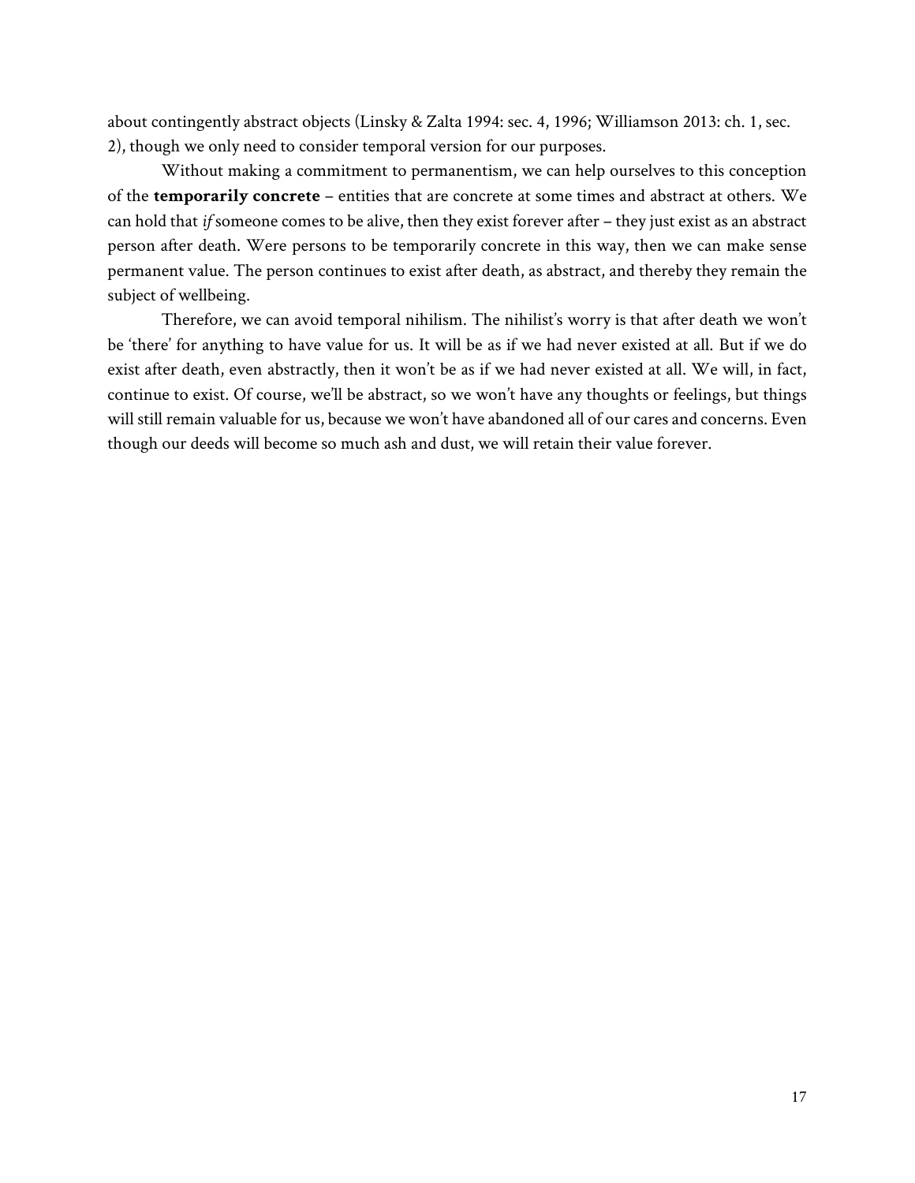about contingently abstract objects (Linsky & Zalta 1994: sec. 4, 1996; Williamson 2013: ch. 1, sec. 2), though we only need to consider temporal version for our purposes.

Without making a commitment to permanentism, we can help ourselves to this conception of the **temporarily concrete** – entities that are concrete at some times and abstract at others. We can hold that *if* someone comes to be alive, then they exist forever after – they just exist as an abstract person after death. Were persons to be temporarily concrete in this way, then we can make sense permanent value. The person continues to exist after death, as abstract, and thereby they remain the subject of wellbeing.

Therefore, we can avoid temporal nihilism. The nihilist's worry is that after death we won't be 'there' for anything to have value for us. It will be as if we had never existed at all. But if we do exist after death, even abstractly, then it won't be as if we had never existed at all. We will, in fact, continue to exist. Of course, we'll be abstract, so we won't have any thoughts or feelings, but things will still remain valuable for us, because we won't have abandoned all of our cares and concerns. Even though our deeds will become so much ash and dust, we will retain their value forever.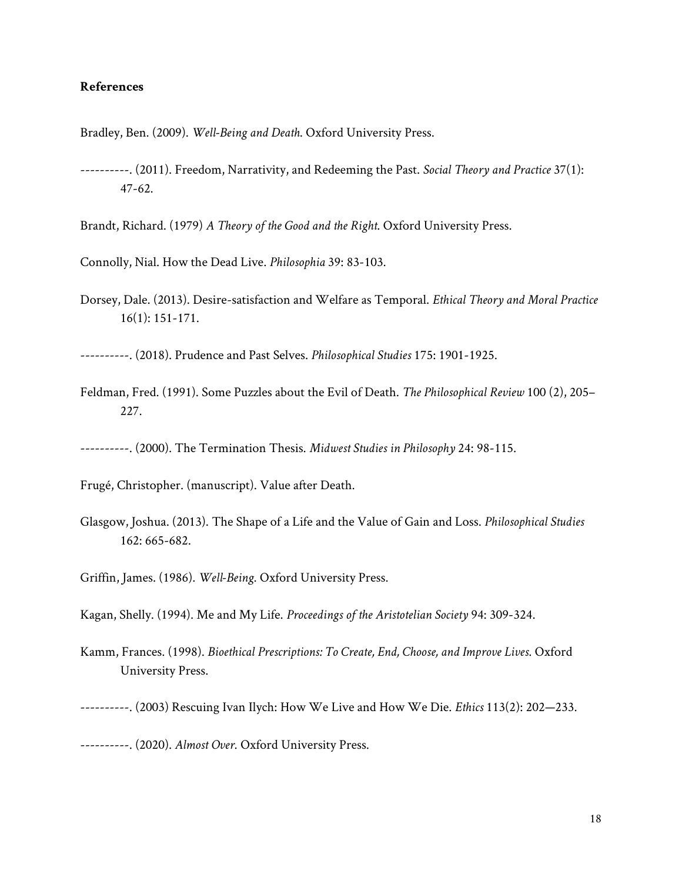**References**

Bradley, Ben. (2009). *Well-Being and Death*. Oxford University Press.

----------. (2011). Freedom, Narrativity, and Redeeming the Past. *Social Theory and Practice* 37(1): 47-62.

Brandt, Richard. (1979) *A Theory of the Good and the Right*. Oxford University Press.

Connolly, Nial. How the Dead Live. *Philosophia* 39: 83-103.

Dorsey, Dale. (2013). Desire-satisfaction and Welfare as Temporal. *Ethical Theory and Moral Practice* 16(1): 151-171.

----------. (2018). Prudence and Past Selves. *Philosophical Studies* 175: 1901-1925.

Feldman, Fred. (1991). Some Puzzles about the Evil of Death. *The Philosophical Review* 100 (2), 205–227.

----------. (2000). The Termination Thesis. *Midwest Studies in Philosophy* 24: 98-115.

Frugé, Christopher. (manuscript). Value after Death.

Glasgow, Joshua. (2013). The Shape of a Life and the Value of Gain and Loss. *Philosophical Studies* 162: 665-682.

Griffin, James. (1986). *Well-Being*. Oxford University Press.

Kagan, Shelly. (1994). Me and My Life. *Proceedings of the Aristotelian Society* 94: 309-324.

Kamm, Frances. (1998). *Bioethical Prescriptions: To Create, End, Choose, and Improve Lives*. Oxford University Press.

----------. (2003) Rescuing Ivan Ilych: How We Live and How We Die. *Ethics* 113(2): 202—233.

----------. (2020). *Almost Over*. Oxford University Press.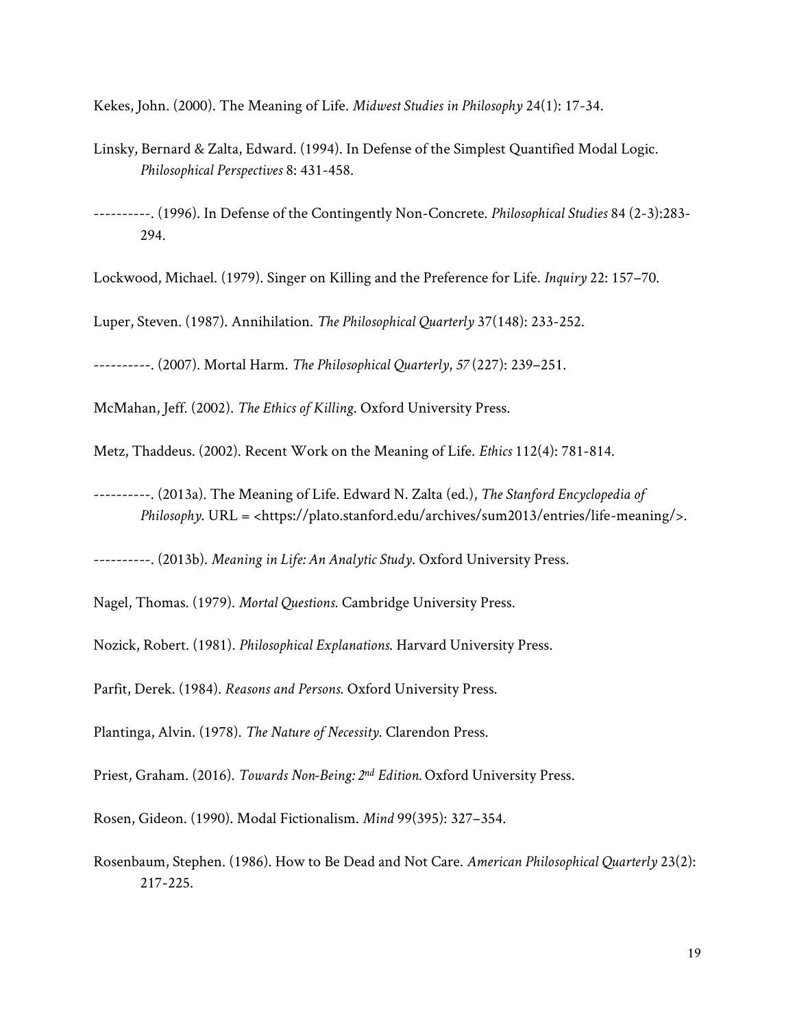Kekes, John. (2000). The Meaning of Life. *Midwest Studies in Philosophy* 24(1): 17-34.

Linsky, Bernard & Zalta, Edward. (1994). In Defense of the Simplest Quantified Modal Logic. *Philosophical Perspectives* 8: 431-458.

----------. (1996). In Defense of the Contingently Non-Concrete. *Philosophical Studies* 84 (2-3):283-294.

Lockwood, Michael. (1979). Singer on Killing and the Preference for Life. *Inquiry* 22: 157–70.

Luper, Steven. (1987). Annihilation. *The Philosophical Quarterly* 37(148): 233-252.

----------. (2007). Mortal Harm. *The Philosophical Quarterly*, *57* (227): 239–251.

McMahan, Jeff. (2002). *The Ethics of Killing*. Oxford University Press.

Metz, Thaddeus. (2002). Recent Work on the Meaning of Life. *Ethics* 112(4): 781-814.

----------. (2013a). The Meaning of Life. Edward N. Zalta (ed.), *The Stanford Encyclopedia of Philosophy*. URL = <https://plato.stanford.edu/archives/sum2013/entries/life-meaning/>.

----------. (2013b). *Meaning in Life: An Analytic Study*. Oxford University Press.

Nagel, Thomas. (1979). *Mortal Questions*. Cambridge University Press.

Nozick, Robert. (1981). *Philosophical Explanations*. Harvard University Press.

Parfit, Derek. (1984). *Reasons and Persons*. Oxford University Press.

Plantinga, Alvin. (1978). *The Nature of Necessity*. Clarendon Press.

Priest, Graham. (2016). *Towards Non-Being: 2nd Edition.* Oxford University Press.

Rosen, Gideon. (1990). Modal Fictionalism. *Mind* 99(395): 327–354.

Rosenbaum, Stephen. (1986). How to Be Dead and Not Care. *American Philosophical Quarterly* 23(2): 217-225.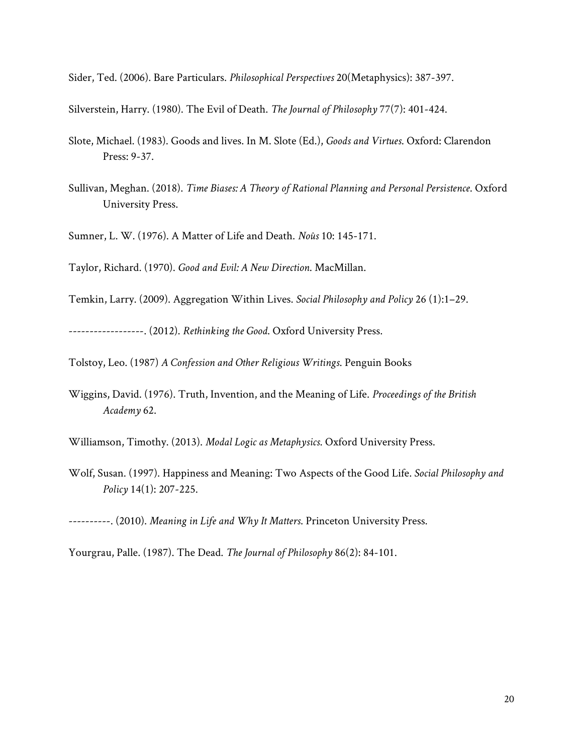Sider, Ted. (2006). Bare Particulars. *Philosophical Perspectives* 20(Metaphysics): 387-397.

Silverstein, Harry. (1980). The Evil of Death. *The Journal of Philosophy* 77(7): 401-424.

Slote, Michael. (1983). Goods and lives. In M. Slote (Ed.), *Goods and Virtues*. Oxford: Clarendon Press: 9-37.

Sullivan, Meghan. (2018). *Time Biases: A Theory of Rational Planning and Personal Persistence*. Oxford University Press.

Sumner, L. W. (1976). A Matter of Life and Death. *Noûs* 10: 145-171.

Taylor, Richard. (1970). *Good and Evil: A New Direction*. MacMillan.

Temkin, Larry. (2009). Aggregation Within Lives. *Social Philosophy and Policy* 26 (1):1–29.

------------------. (2012). *Rethinking the Good*. Oxford University Press.

Tolstoy, Leo. (1987) *A Confession and Other Religious Writings*. Penguin Books

Wiggins, David. (1976). Truth, Invention, and the Meaning of Life. *Proceedings of the British Academy* 62.

Williamson, Timothy. (2013). *Modal Logic as Metaphysics*. Oxford University Press.

Wolf, Susan. (1997). Happiness and Meaning: Two Aspects of the Good Life. *Social Philosophy and Policy* 14(1): 207-225.

----------. (2010). *Meaning in Life and Why It Matters*. Princeton University Press.

Yourgrau, Palle. (1987). The Dead. *The Journal of Philosophy* 86(2): 84-101.